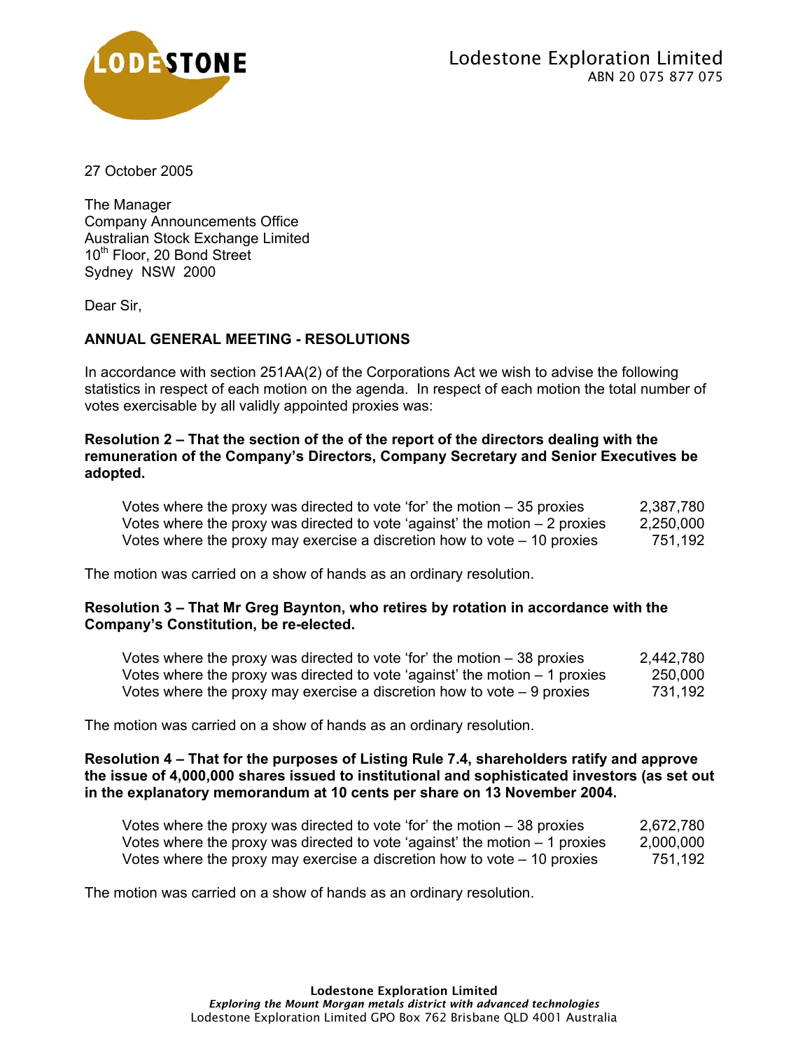LODESTONE

Lodestone Exploration Limited
ABN 20 075 877 075

27 October 2005

The Manager
Company Announcements Office
Australian Stock Exchange Limited
10th Floor, 20 Bond Street
Sydney NSW 2000

Dear Sir,

**ANNUAL GENERAL MEETING - RESOLUTIONS**

In accordance with section 251AA(2) of the Corporations Act we wish to advise the following statistics in respect of each motion on the agenda. In respect of each motion the total number of votes exercisable by all validly appointed proxies was:

**Resolution 2 – That the section of the of the report of the directors dealing with the remuneration of the Company's Directors, Company Secretary and Senior Executives be adopted.**

| | |
|---|---|
| Votes where the proxy was directed to vote 'for' the motion – 35 proxies | 2,387,780 |
| Votes where the proxy was directed to vote 'against' the motion – 2 proxies | 2,250,000 |
| Votes where the proxy may exercise a discretion how to vote – 10 proxies | 751,192 |

The motion was carried on a show of hands as an ordinary resolution.

**Resolution 3 – That Mr Greg Baynton, who retires by rotation in accordance with the Company's Constitution, be re-elected.**

| | |
|---|---|
| Votes where the proxy was directed to vote 'for' the motion – 38 proxies | 2,442,780 |
| Votes where the proxy was directed to vote 'against' the motion – 1 proxies | 250,000 |
| Votes where the proxy may exercise a discretion how to vote – 9 proxies | 731,192 |

The motion was carried on a show of hands as an ordinary resolution.

**Resolution 4 – That for the purposes of Listing Rule 7.4, shareholders ratify and approve the issue of 4,000,000 shares issued to institutional and sophisticated investors (as set out in the explanatory memorandum at 10 cents per share on 13 November 2004.**

| | |
|---|---|
| Votes where the proxy was directed to vote 'for' the motion – 38 proxies | 2,672,780 |
| Votes where the proxy was directed to vote 'against' the motion – 1 proxies | 2,000,000 |
| Votes where the proxy may exercise a discretion how to vote – 10 proxies | 751,192 |

The motion was carried on a show of hands as an ordinary resolution.

**Lodestone Exploration Limited**
*Exploring the Mount Morgan metals district with advanced technologies*
Lodestone Exploration Limited GPO Box 762 Brisbane QLD 4001 Australia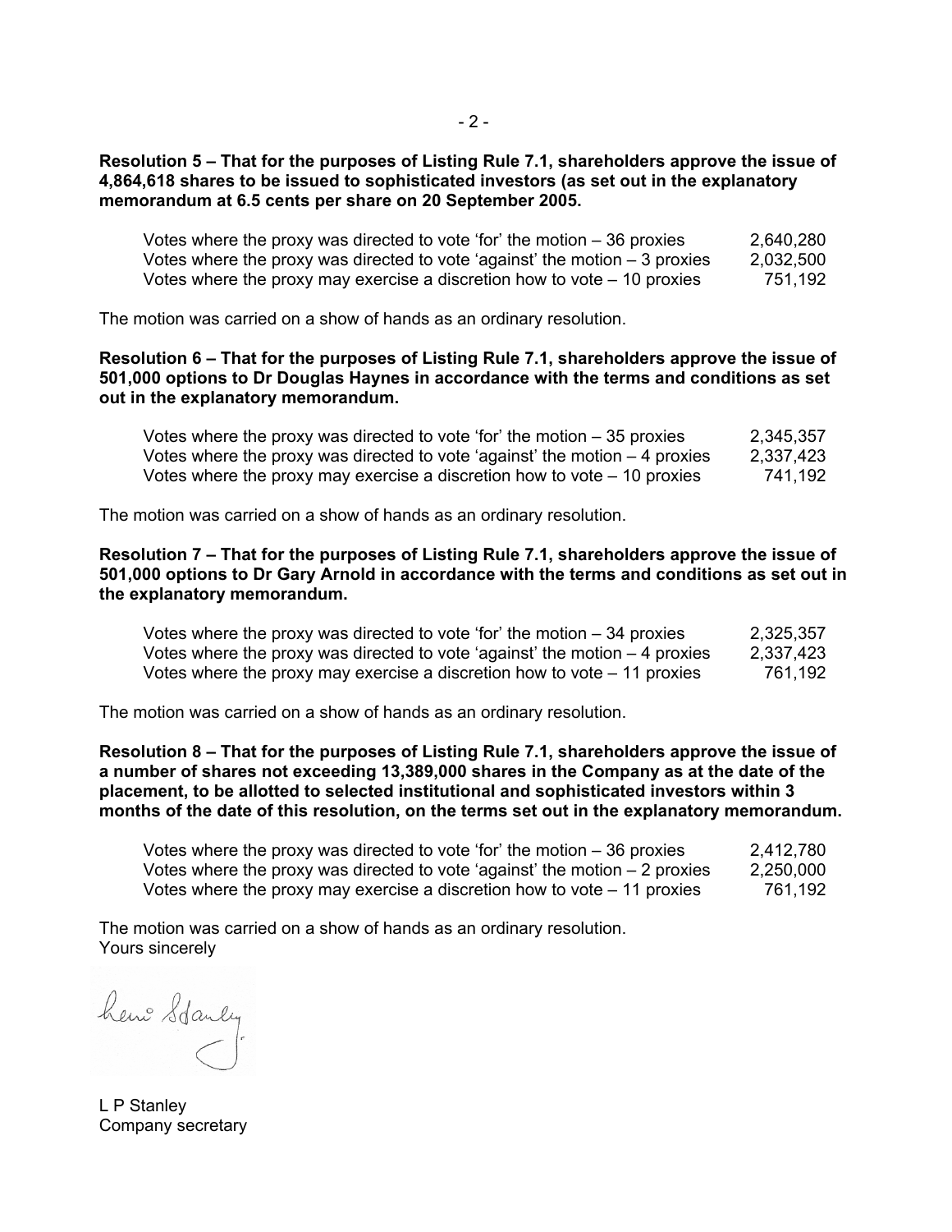**Resolution 5 – That for the purposes of Listing Rule 7.1, shareholders approve the issue of 4,864,618 shares to be issued to sophisticated investors (as set out in the explanatory memorandum at 6.5 cents per share on 20 September 2005.**

| | |
|---|---|
| Votes where the proxy was directed to vote 'for' the motion – 36 proxies | 2,640,280 |
| Votes where the proxy was directed to vote 'against' the motion – 3 proxies | 2,032,500 |
| Votes where the proxy may exercise a discretion how to vote – 10 proxies | 751,192 |

The motion was carried on a show of hands as an ordinary resolution.

**Resolution 6 – That for the purposes of Listing Rule 7.1, shareholders approve the issue of 501,000 options to Dr Douglas Haynes in accordance with the terms and conditions as set out in the explanatory memorandum.**

| | |
|---|---|
| Votes where the proxy was directed to vote 'for' the motion – 35 proxies | 2,345,357 |
| Votes where the proxy was directed to vote 'against' the motion – 4 proxies | 2,337,423 |
| Votes where the proxy may exercise a discretion how to vote – 10 proxies | 741,192 |

The motion was carried on a show of hands as an ordinary resolution.

**Resolution 7 – That for the purposes of Listing Rule 7.1, shareholders approve the issue of 501,000 options to Dr Gary Arnold in accordance with the terms and conditions as set out in the explanatory memorandum.**

| | |
|---|---|
| Votes where the proxy was directed to vote 'for' the motion – 34 proxies | 2,325,357 |
| Votes where the proxy was directed to vote 'against' the motion – 4 proxies | 2,337,423 |
| Votes where the proxy may exercise a discretion how to vote – 11 proxies | 761,192 |

The motion was carried on a show of hands as an ordinary resolution.

**Resolution 8 – That for the purposes of Listing Rule 7.1, shareholders approve the issue of a number of shares not exceeding 13,389,000 shares in the Company as at the date of the placement, to be allotted to selected institutional and sophisticated investors within 3 months of the date of this resolution, on the terms set out in the explanatory memorandum.**

| | |
|---|---|
| Votes where the proxy was directed to vote 'for' the motion – 36 proxies | 2,412,780 |
| Votes where the proxy was directed to vote 'against' the motion – 2 proxies | 2,250,000 |
| Votes where the proxy may exercise a discretion how to vote – 11 proxies | 761,192 |

The motion was carried on a show of hands as an ordinary resolution.

Yours sincerely

L P Stanley
Company secretary